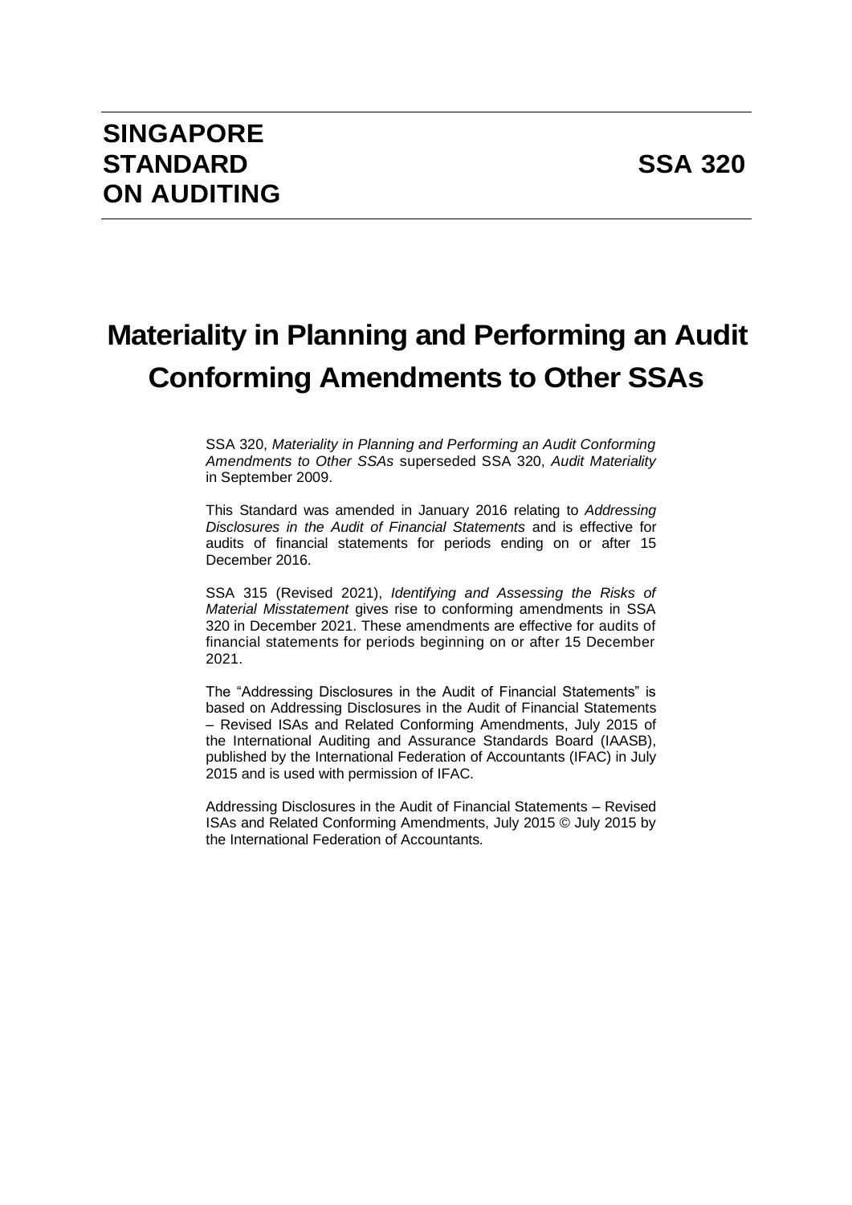# SINGAPORE STANDARD ON AUDITING

# SSA 320

# Materiality in Planning and Performing an Audit Conforming Amendments to Other SSAs

SSA 320, *Materiality in Planning and Performing an Audit Conforming Amendments to Other SSAs* superseded SSA 320, *Audit Materiality* in September 2009.

This Standard was amended in January 2016 relating to *Addressing Disclosures in the Audit of Financial Statements* and is effective for audits of financial statements for periods ending on or after 15 December 2016.

SSA 315 (Revised 2021), *Identifying and Assessing the Risks of Material Misstatement* gives rise to conforming amendments in SSA 320 in December 2021. These amendments are effective for audits of financial statements for periods beginning on or after 15 December 2021.

The "Addressing Disclosures in the Audit of Financial Statements" is based on Addressing Disclosures in the Audit of Financial Statements – Revised ISAs and Related Conforming Amendments, July 2015 of the International Auditing and Assurance Standards Board (IAASB), published by the International Federation of Accountants (IFAC) in July 2015 and is used with permission of IFAC.

Addressing Disclosures in the Audit of Financial Statements – Revised ISAs and Related Conforming Amendments, July 2015 © July 2015 by the International Federation of Accountants.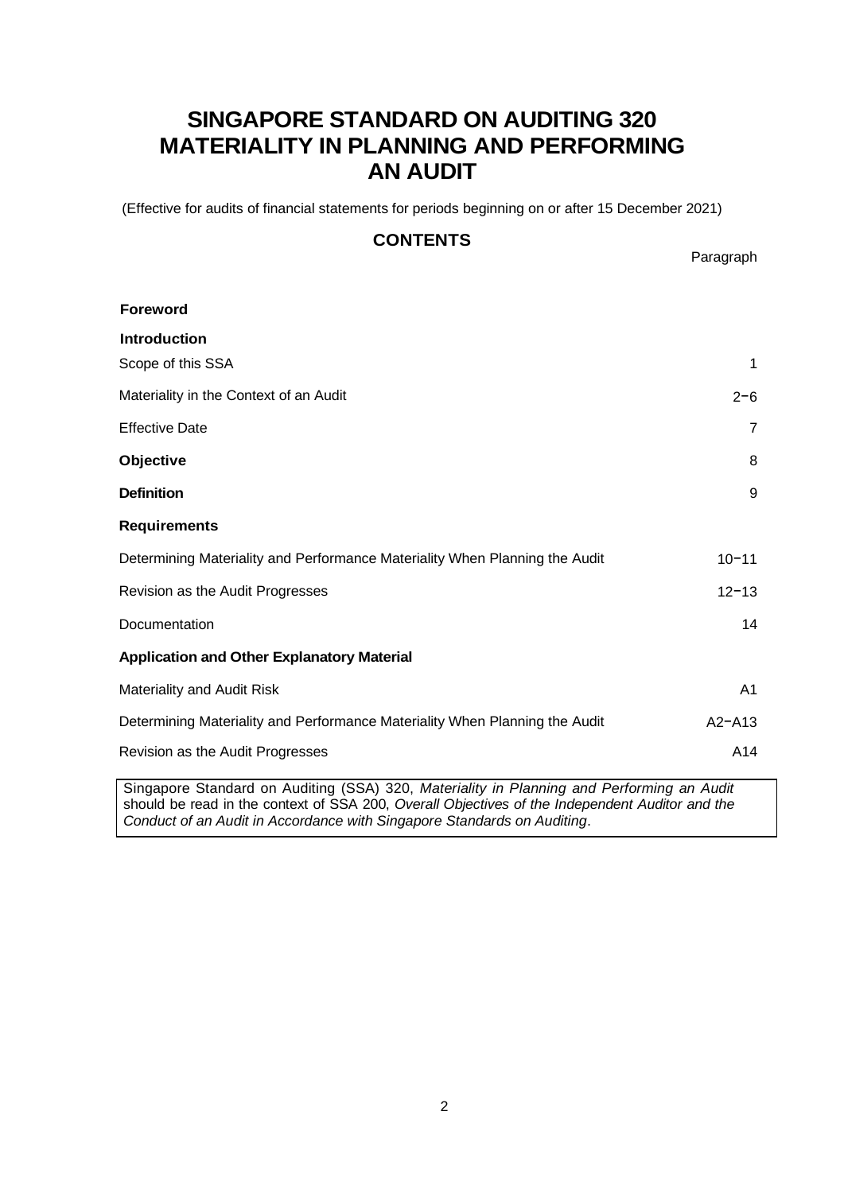# SINGAPORE STANDARD ON AUDITING 320 MATERIALITY IN PLANNING AND PERFORMING AN AUDIT

(Effective for audits of financial statements for periods beginning on or after 15 December 2021)

## CONTENTS

| | Paragraph |
|---|---|
| **Foreword** | |
| **Introduction** | |
| Scope of this SSA | 1 |
| Materiality in the Context of an Audit | 2−6 |
| Effective Date | 7 |
| **Objective** | 8 |
| **Definition** | 9 |
| **Requirements** | |
| Determining Materiality and Performance Materiality When Planning the Audit | 10−11 |
| Revision as the Audit Progresses | 12−13 |
| Documentation | 14 |
| **Application and Other Explanatory Material** | |
| Materiality and Audit Risk | A1 |
| Determining Materiality and Performance Materiality When Planning the Audit | A2−A13 |
| Revision as the Audit Progresses | A14 |

Singapore Standard on Auditing (SSA) 320, *Materiality in Planning and Performing an Audit* should be read in the context of SSA 200, *Overall Objectives of the Independent Auditor and the Conduct of an Audit in Accordance with Singapore Standards on Auditing*.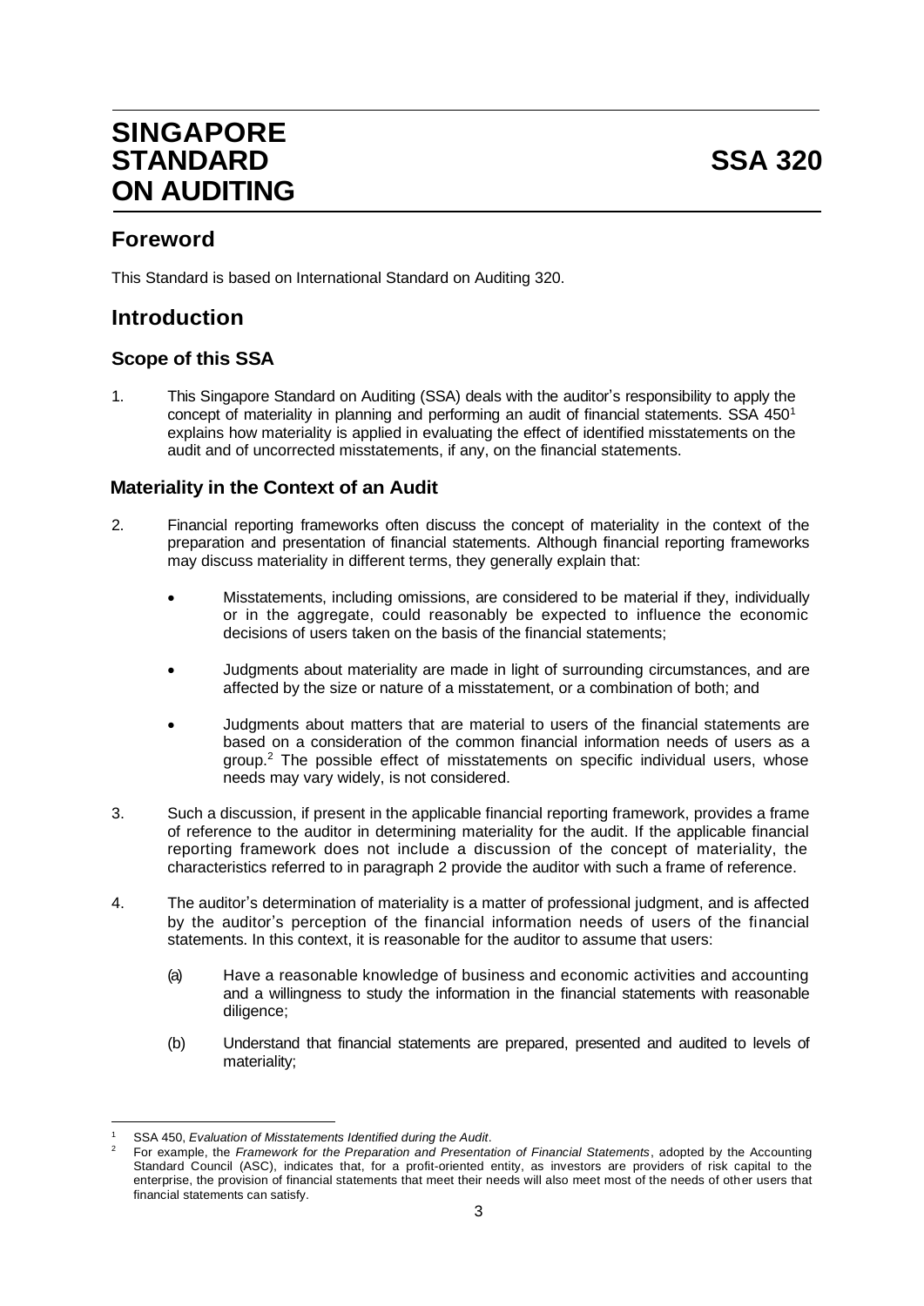# SINGAPORE STANDARD ON AUDITING

# SSA 320

## Foreword

This Standard is based on International Standard on Auditing 320.

## Introduction

### Scope of this SSA

1. This Singapore Standard on Auditing (SSA) deals with the auditor's responsibility to apply the concept of materiality in planning and performing an audit of financial statements. SSA 450[1] explains how materiality is applied in evaluating the effect of identified misstatements on the audit and of uncorrected misstatements, if any, on the financial statements.

### Materiality in the Context of an Audit

2. Financial reporting frameworks often discuss the concept of materiality in the context of the preparation and presentation of financial statements. Although financial reporting frameworks may discuss materiality in different terms, they generally explain that:

   - Misstatements, including omissions, are considered to be material if they, individually or in the aggregate, could reasonably be expected to influence the economic decisions of users taken on the basis of the financial statements;
   - Judgments about materiality are made in light of surrounding circumstances, and are affected by the size or nature of a misstatement, or a combination of both; and
   - Judgments about matters that are material to users of the financial statements are based on a consideration of the common financial information needs of users as a group.[2] The possible effect of misstatements on specific individual users, whose needs may vary widely, is not considered.

3. Such a discussion, if present in the applicable financial reporting framework, provides a frame of reference to the auditor in determining materiality for the audit. If the applicable financial reporting framework does not include a discussion of the concept of materiality, the characteristics referred to in paragraph 2 provide the auditor with such a frame of reference.

4. The auditor's determination of materiality is a matter of professional judgment, and is affected by the auditor's perception of the financial information needs of users of the financial statements. In this context, it is reasonable for the auditor to assume that users:

   (a) Have a reasonable knowledge of business and economic activities and accounting and a willingness to study the information in the financial statements with reasonable diligence;

   (b) Understand that financial statements are prepared, presented and audited to levels of materiality;

---

[1] SSA 450, *Evaluation of Misstatements Identified during the Audit*.

[2] For example, the *Framework for the Preparation and Presentation of Financial Statements*, adopted by the Accounting Standard Council (ASC), indicates that, for a profit-oriented entity, as investors are providers of risk capital to the enterprise, the provision of financial statements that meet their needs will also meet most of the needs of other users that financial statements can satisfy.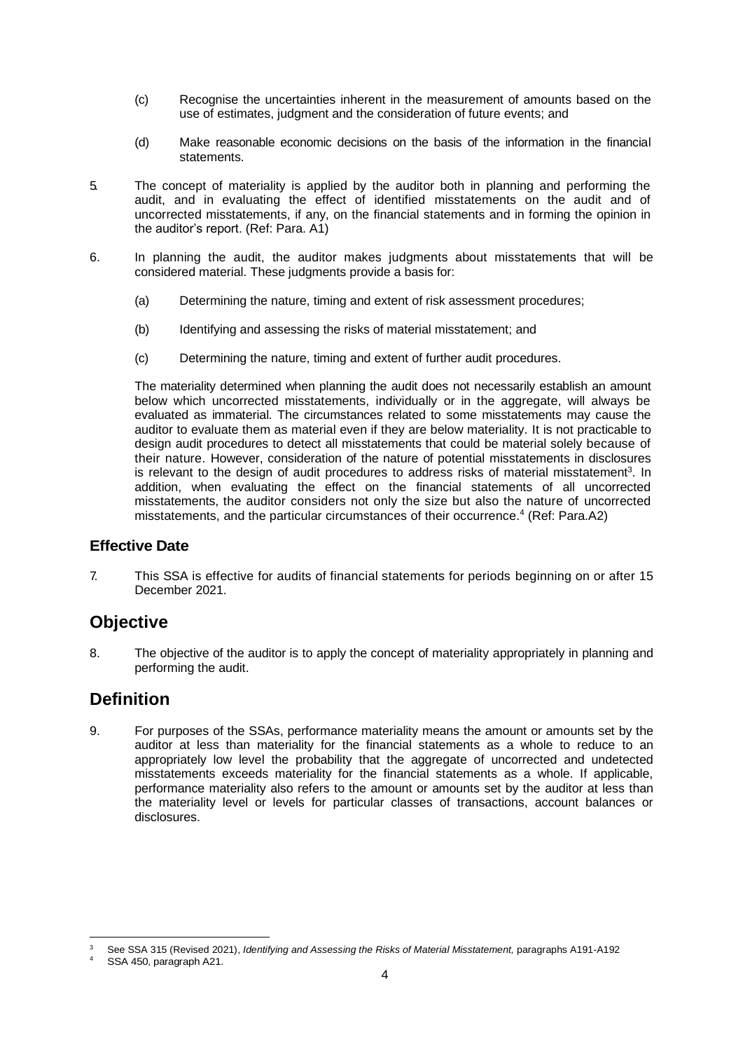(c) Recognise the uncertainties inherent in the measurement of amounts based on the use of estimates, judgment and the consideration of future events; and

(d) Make reasonable economic decisions on the basis of the information in the financial statements.

5. The concept of materiality is applied by the auditor both in planning and performing the audit, and in evaluating the effect of identified misstatements on the audit and of uncorrected misstatements, if any, on the financial statements and in forming the opinion in the auditor's report. (Ref: Para. A1)

6. In planning the audit, the auditor makes judgments about misstatements that will be considered material. These judgments provide a basis for:

   (a) Determining the nature, timing and extent of risk assessment procedures;

   (b) Identifying and assessing the risks of material misstatement; and

   (c) Determining the nature, timing and extent of further audit procedures.

   The materiality determined when planning the audit does not necessarily establish an amount below which uncorrected misstatements, individually or in the aggregate, will always be evaluated as immaterial. The circumstances related to some misstatements may cause the auditor to evaluate them as material even if they are below materiality. It is not practicable to design audit procedures to detect all misstatements that could be material solely because of their nature. However, consideration of the nature of potential misstatements in disclosures is relevant to the design of audit procedures to address risks of material misstatement[3]. In addition, when evaluating the effect on the financial statements of all uncorrected misstatements, the auditor considers not only the size but also the nature of uncorrected misstatements, and the particular circumstances of their occurrence.[4] (Ref: Para.A2)

### Effective Date

7. This SSA is effective for audits of financial statements for periods beginning on or after 15 December 2021.

## Objective

8. The objective of the auditor is to apply the concept of materiality appropriately in planning and performing the audit.

## Definition

9. For purposes of the SSAs, performance materiality means the amount or amounts set by the auditor at less than materiality for the financial statements as a whole to reduce to an appropriately low level the probability that the aggregate of uncorrected and undetected misstatements exceeds materiality for the financial statements as a whole. If applicable, performance materiality also refers to the amount or amounts set by the auditor at less than the materiality level or levels for particular classes of transactions, account balances or disclosures.

---

[3] See SSA 315 (Revised 2021), *Identifying and Assessing the Risks of Material Misstatement,* paragraphs A191-A192

[4] SSA 450, paragraph A21.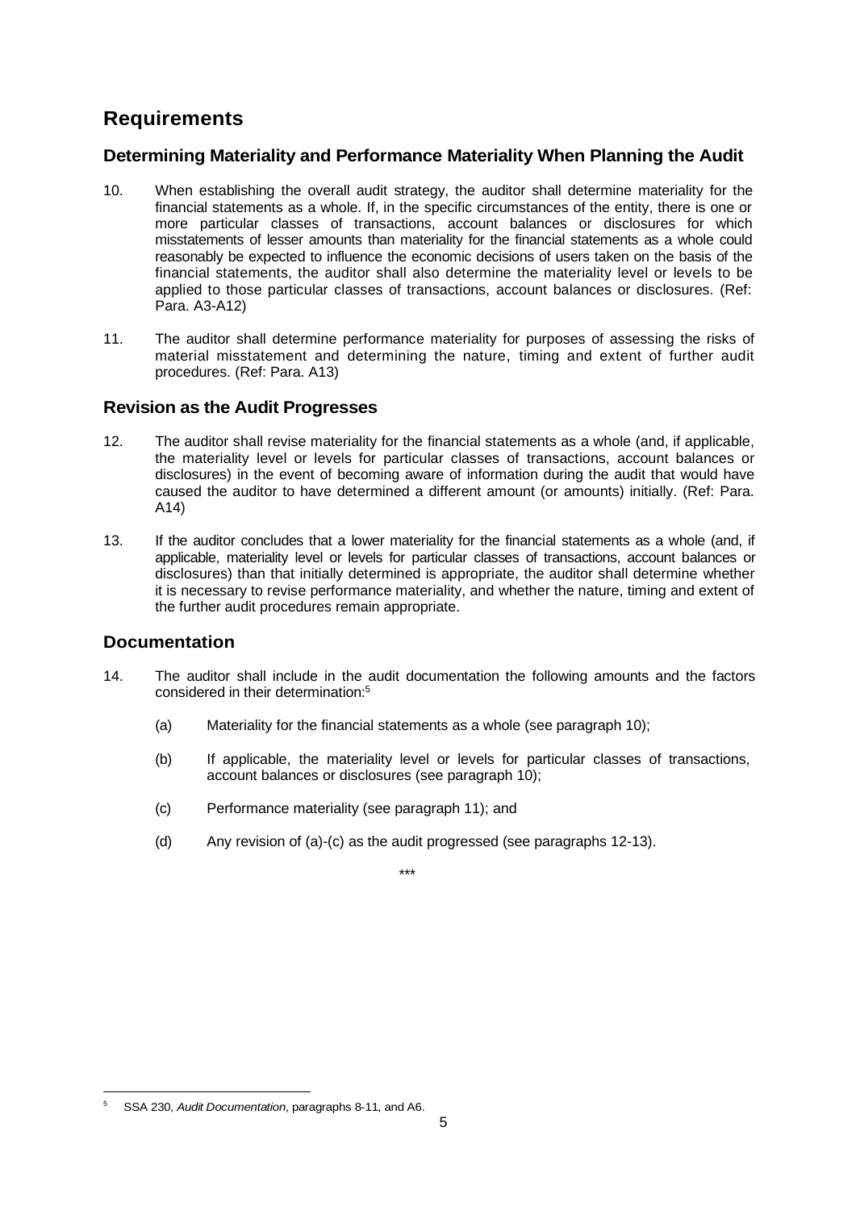## Requirements

### Determining Materiality and Performance Materiality When Planning the Audit

10. When establishing the overall audit strategy, the auditor shall determine materiality for the financial statements as a whole. If, in the specific circumstances of the entity, there is one or more particular classes of transactions, account balances or disclosures for which misstatements of lesser amounts than materiality for the financial statements as a whole could reasonably be expected to influence the economic decisions of users taken on the basis of the financial statements, the auditor shall also determine the materiality level or levels to be applied to those particular classes of transactions, account balances or disclosures. (Ref: Para. A3-A12)

11. The auditor shall determine performance materiality for purposes of assessing the risks of material misstatement and determining the nature, timing and extent of further audit procedures. (Ref: Para. A13)

### Revision as the Audit Progresses

12. The auditor shall revise materiality for the financial statements as a whole (and, if applicable, the materiality level or levels for particular classes of transactions, account balances or disclosures) in the event of becoming aware of information during the audit that would have caused the auditor to have determined a different amount (or amounts) initially. (Ref: Para. A14)

13. If the auditor concludes that a lower materiality for the financial statements as a whole (and, if applicable, materiality level or levels for particular classes of transactions, account balances or disclosures) than that initially determined is appropriate, the auditor shall determine whether it is necessary to revise performance materiality, and whether the nature, timing and extent of the further audit procedures remain appropriate.

### Documentation

14. The auditor shall include in the audit documentation the following amounts and the factors considered in their determination:[5]

    (a) Materiality for the financial statements as a whole (see paragraph 10);

    (b) If applicable, the materiality level or levels for particular classes of transactions, account balances or disclosures (see paragraph 10);

    (c) Performance materiality (see paragraph 11); and

    (d) Any revision of (a)-(c) as the audit progressed (see paragraphs 12-13).

***

[5] SSA 230, *Audit Documentation*, paragraphs 8-11, and A6.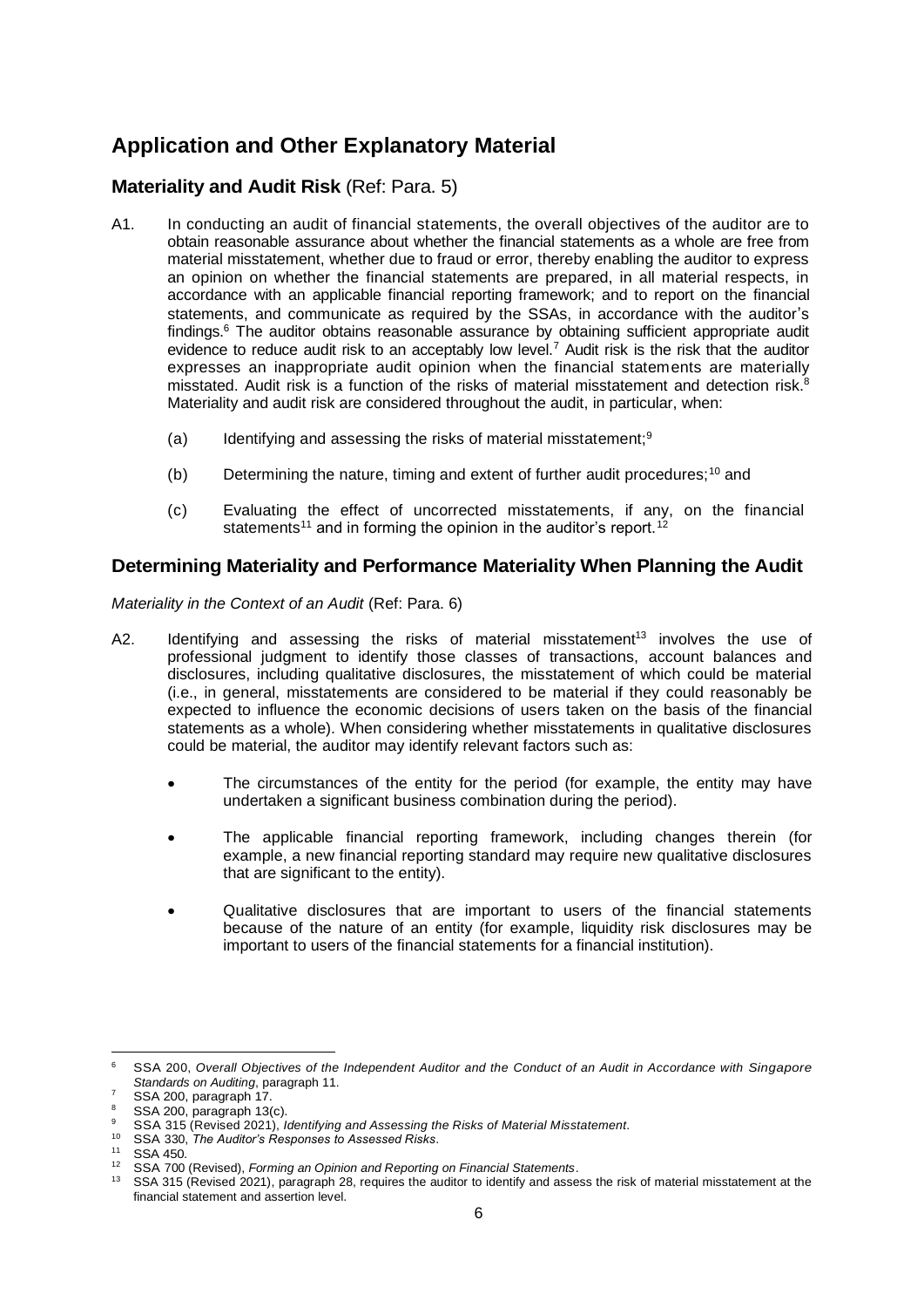## Application and Other Explanatory Material

### Materiality and Audit Risk (Ref: Para. 5)

A1. In conducting an audit of financial statements, the overall objectives of the auditor are to obtain reasonable assurance about whether the financial statements as a whole are free from material misstatement, whether due to fraud or error, thereby enabling the auditor to express an opinion on whether the financial statements are prepared, in all material respects, in accordance with an applicable financial reporting framework; and to report on the financial statements, and communicate as required by the SSAs, in accordance with the auditor's findings.[6] The auditor obtains reasonable assurance by obtaining sufficient appropriate audit evidence to reduce audit risk to an acceptably low level.[7] Audit risk is the risk that the auditor expresses an inappropriate audit opinion when the financial statements are materially misstated. Audit risk is a function of the risks of material misstatement and detection risk.[8] Materiality and audit risk are considered throughout the audit, in particular, when:

(a) Identifying and assessing the risks of material misstatement;[9]

(b) Determining the nature, timing and extent of further audit procedures;[10] and

(c) Evaluating the effect of uncorrected misstatements, if any, on the financial statements[11] and in forming the opinion in the auditor's report.[12]

### Determining Materiality and Performance Materiality When Planning the Audit

*Materiality in the Context of an Audit* (Ref: Para. 6)

A2. Identifying and assessing the risks of material misstatement[13] involves the use of professional judgment to identify those classes of transactions, account balances and disclosures, including qualitative disclosures, the misstatement of which could be material (i.e., in general, misstatements are considered to be material if they could reasonably be expected to influence the economic decisions of users taken on the basis of the financial statements as a whole). When considering whether misstatements in qualitative disclosures could be material, the auditor may identify relevant factors such as:

- The circumstances of the entity for the period (for example, the entity may have undertaken a significant business combination during the period).
- The applicable financial reporting framework, including changes therein (for example, a new financial reporting standard may require new qualitative disclosures that are significant to the entity).
- Qualitative disclosures that are important to users of the financial statements because of the nature of an entity (for example, liquidity risk disclosures may be important to users of the financial statements for a financial institution).

---

[6] SSA 200, *Overall Objectives of the Independent Auditor and the Conduct of an Audit in Accordance with Singapore Standards on Auditing*, paragraph 11.

[7] SSA 200, paragraph 17.

[8] SSA 200, paragraph 13(c).

[9] SSA 315 (Revised 2021), *Identifying and Assessing the Risks of Material Misstatement*.

[10] SSA 330, *The Auditor's Responses to Assessed Risks*.

[11] SSA 450.

[12] SSA 700 (Revised), *Forming an Opinion and Reporting on Financial Statements*.

[13] SSA 315 (Revised 2021), paragraph 28, requires the auditor to identify and assess the risk of material misstatement at the financial statement and assertion level.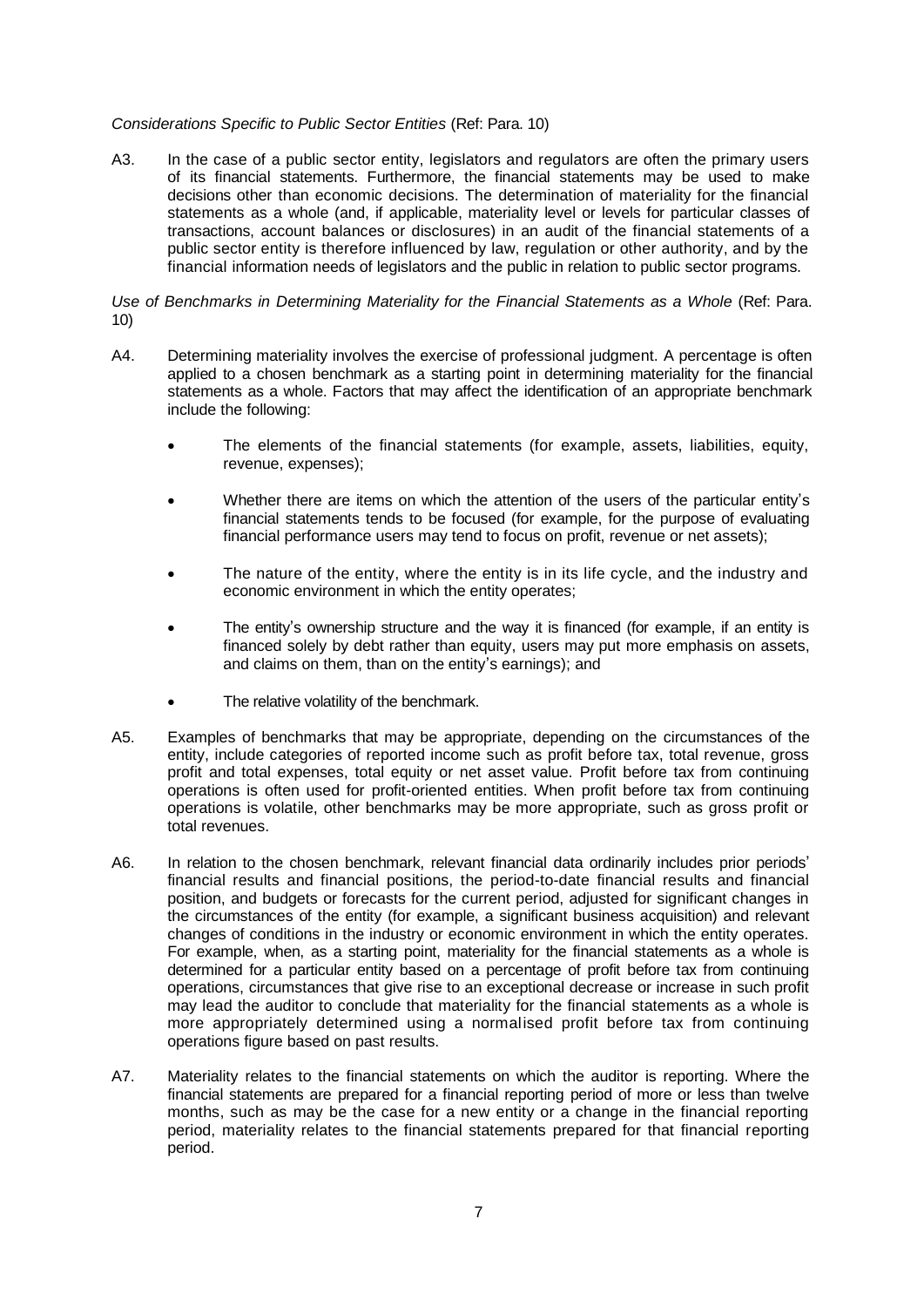*Considerations Specific to Public Sector Entities* (Ref: Para. 10)

A3. In the case of a public sector entity, legislators and regulators are often the primary users of its financial statements. Furthermore, the financial statements may be used to make decisions other than economic decisions. The determination of materiality for the financial statements as a whole (and, if applicable, materiality level or levels for particular classes of transactions, account balances or disclosures) in an audit of the financial statements of a public sector entity is therefore influenced by law, regulation or other authority, and by the financial information needs of legislators and the public in relation to public sector programs.

*Use of Benchmarks in Determining Materiality for the Financial Statements as a Whole* (Ref: Para. 10)

A4. Determining materiality involves the exercise of professional judgment. A percentage is often applied to a chosen benchmark as a starting point in determining materiality for the financial statements as a whole. Factors that may affect the identification of an appropriate benchmark include the following:

- The elements of the financial statements (for example, assets, liabilities, equity, revenue, expenses);
- Whether there are items on which the attention of the users of the particular entity's financial statements tends to be focused (for example, for the purpose of evaluating financial performance users may tend to focus on profit, revenue or net assets);
- The nature of the entity, where the entity is in its life cycle, and the industry and economic environment in which the entity operates;
- The entity's ownership structure and the way it is financed (for example, if an entity is financed solely by debt rather than equity, users may put more emphasis on assets, and claims on them, than on the entity's earnings); and
- The relative volatility of the benchmark.

A5. Examples of benchmarks that may be appropriate, depending on the circumstances of the entity, include categories of reported income such as profit before tax, total revenue, gross profit and total expenses, total equity or net asset value. Profit before tax from continuing operations is often used for profit-oriented entities. When profit before tax from continuing operations is volatile, other benchmarks may be more appropriate, such as gross profit or total revenues.

A6. In relation to the chosen benchmark, relevant financial data ordinarily includes prior periods' financial results and financial positions, the period-to-date financial results and financial position, and budgets or forecasts for the current period, adjusted for significant changes in the circumstances of the entity (for example, a significant business acquisition) and relevant changes of conditions in the industry or economic environment in which the entity operates. For example, when, as a starting point, materiality for the financial statements as a whole is determined for a particular entity based on a percentage of profit before tax from continuing operations, circumstances that give rise to an exceptional decrease or increase in such profit may lead the auditor to conclude that materiality for the financial statements as a whole is more appropriately determined using a normalised profit before tax from continuing operations figure based on past results.

A7. Materiality relates to the financial statements on which the auditor is reporting. Where the financial statements are prepared for a financial reporting period of more or less than twelve months, such as may be the case for a new entity or a change in the financial reporting period, materiality relates to the financial statements prepared for that financial reporting period.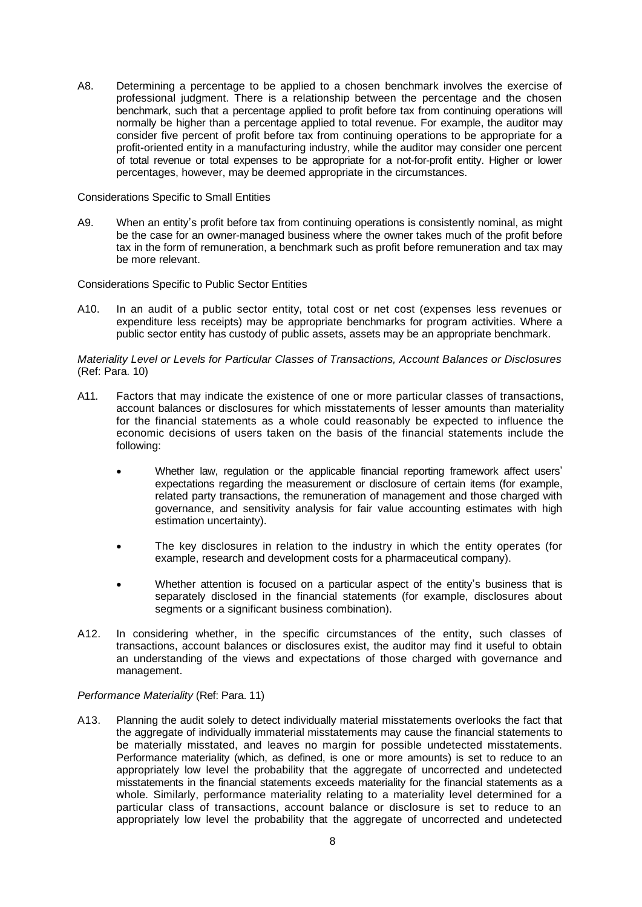A8. Determining a percentage to be applied to a chosen benchmark involves the exercise of professional judgment. There is a relationship between the percentage and the chosen benchmark, such that a percentage applied to profit before tax from continuing operations will normally be higher than a percentage applied to total revenue. For example, the auditor may consider five percent of profit before tax from continuing operations to be appropriate for a profit-oriented entity in a manufacturing industry, while the auditor may consider one percent of total revenue or total expenses to be appropriate for a not-for-profit entity. Higher or lower percentages, however, may be deemed appropriate in the circumstances.

Considerations Specific to Small Entities

A9. When an entity's profit before tax from continuing operations is consistently nominal, as might be the case for an owner-managed business where the owner takes much of the profit before tax in the form of remuneration, a benchmark such as profit before remuneration and tax may be more relevant.

Considerations Specific to Public Sector Entities

A10. In an audit of a public sector entity, total cost or net cost (expenses less revenues or expenditure less receipts) may be appropriate benchmarks for program activities. Where a public sector entity has custody of public assets, assets may be an appropriate benchmark.

*Materiality Level or Levels for Particular Classes of Transactions, Account Balances or Disclosures* (Ref: Para. 10)

A11. Factors that may indicate the existence of one or more particular classes of transactions, account balances or disclosures for which misstatements of lesser amounts than materiality for the financial statements as a whole could reasonably be expected to influence the economic decisions of users taken on the basis of the financial statements include the following:

- Whether law, regulation or the applicable financial reporting framework affect users' expectations regarding the measurement or disclosure of certain items (for example, related party transactions, the remuneration of management and those charged with governance, and sensitivity analysis for fair value accounting estimates with high estimation uncertainty).
- The key disclosures in relation to the industry in which the entity operates (for example, research and development costs for a pharmaceutical company).
- Whether attention is focused on a particular aspect of the entity's business that is separately disclosed in the financial statements (for example, disclosures about segments or a significant business combination).

A12. In considering whether, in the specific circumstances of the entity, such classes of transactions, account balances or disclosures exist, the auditor may find it useful to obtain an understanding of the views and expectations of those charged with governance and management.

*Performance Materiality* (Ref: Para. 11)

A13. Planning the audit solely to detect individually material misstatements overlooks the fact that the aggregate of individually immaterial misstatements may cause the financial statements to be materially misstated, and leaves no margin for possible undetected misstatements. Performance materiality (which, as defined, is one or more amounts) is set to reduce to an appropriately low level the probability that the aggregate of uncorrected and undetected misstatements in the financial statements exceeds materiality for the financial statements as a whole. Similarly, performance materiality relating to a materiality level determined for a particular class of transactions, account balance or disclosure is set to reduce to an appropriately low level the probability that the aggregate of uncorrected and undetected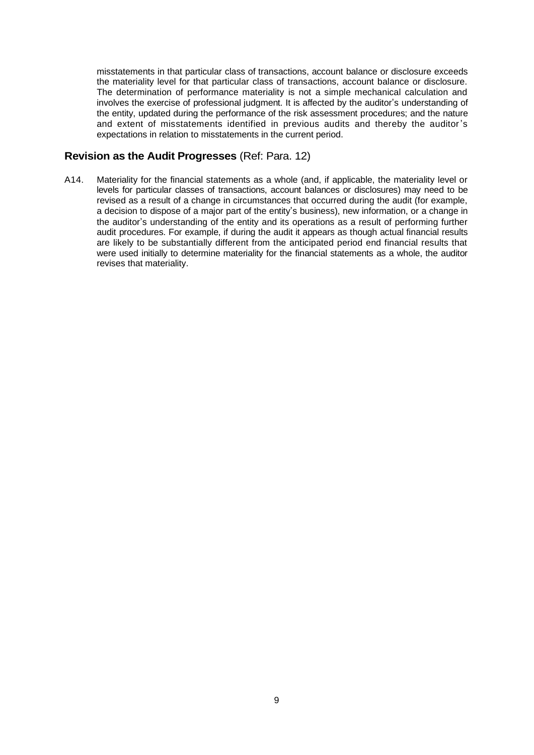misstatements in that particular class of transactions, account balance or disclosure exceeds the materiality level for that particular class of transactions, account balance or disclosure. The determination of performance materiality is not a simple mechanical calculation and involves the exercise of professional judgment. It is affected by the auditor's understanding of the entity, updated during the performance of the risk assessment procedures; and the nature and extent of misstatements identified in previous audits and thereby the auditor's expectations in relation to misstatements in the current period.

## **Revision as the Audit Progresses** (Ref: Para. 12)

A14. Materiality for the financial statements as a whole (and, if applicable, the materiality level or levels for particular classes of transactions, account balances or disclosures) may need to be revised as a result of a change in circumstances that occurred during the audit (for example, a decision to dispose of a major part of the entity's business), new information, or a change in the auditor's understanding of the entity and its operations as a result of performing further audit procedures. For example, if during the audit it appears as though actual financial results are likely to be substantially different from the anticipated period end financial results that were used initially to determine materiality for the financial statements as a whole, the auditor revises that materiality.